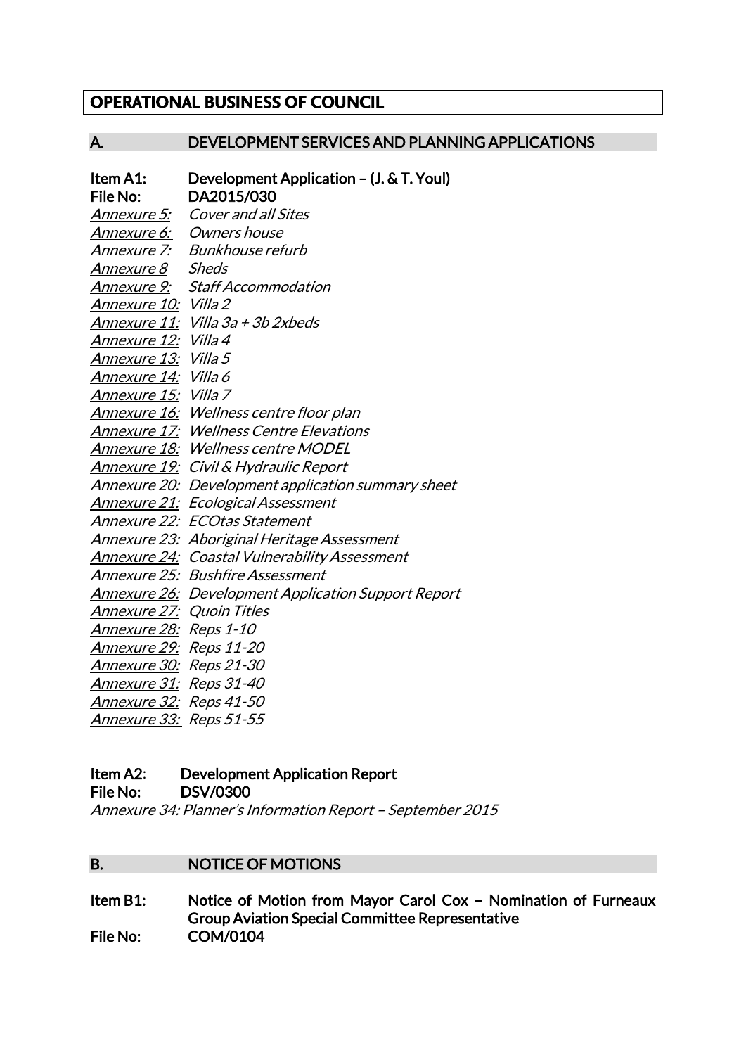# OPERATIONAL BUSINESS OF COUNCIL

## A. DEVELOPMENT SERVICES AND PLANNING APPLICATIONS

**Item A1:** **Development Application – (J. & T. Youl)**
**File No:** **DA2015/030**

*Annexure 5: Cover and all Sites*
*Annexure 6: Owners house*
*Annexure 7: Bunkhouse refurb*
*Annexure 8 Sheds*
*Annexure 9: Staff Accommodation*
*Annexure 10: Villa 2*
*Annexure 11: Villa 3a + 3b 2xbeds*
*Annexure 12: Villa 4*
*Annexure 13: Villa 5*
*Annexure 14: Villa 6*
*Annexure 15: Villa 7*
*Annexure 16: Wellness centre floor plan*
*Annexure 17: Wellness Centre Elevations*
*Annexure 18: Wellness centre MODEL*
*Annexure 19: Civil & Hydraulic Report*
*Annexure 20: Development application summary sheet*
*Annexure 21: Ecological Assessment*
*Annexure 22: ECOtas Statement*
*Annexure 23: Aboriginal Heritage Assessment*
*Annexure 24: Coastal Vulnerability Assessment*
*Annexure 25: Bushfire Assessment*
*Annexure 26: Development Application Support Report*
*Annexure 27: Quoin Titles*
*Annexure 28: Reps 1-10*
*Annexure 29: Reps 11-20*
*Annexure 30: Reps 21-30*
*Annexure 31: Reps 31-40*
*Annexure 32: Reps 41-50*
*Annexure 33: Reps 51-55*

**Item A2:** **Development Application Report**
**File No:** **DSV/0300**

*Annexure 34: Planner's Information Report – September 2015*

## B. NOTICE OF MOTIONS

**Item B1:** **Notice of Motion from Mayor Carol Cox – Nomination of Furneaux Group Aviation Special Committee Representative**
**File No:** **COM/0104**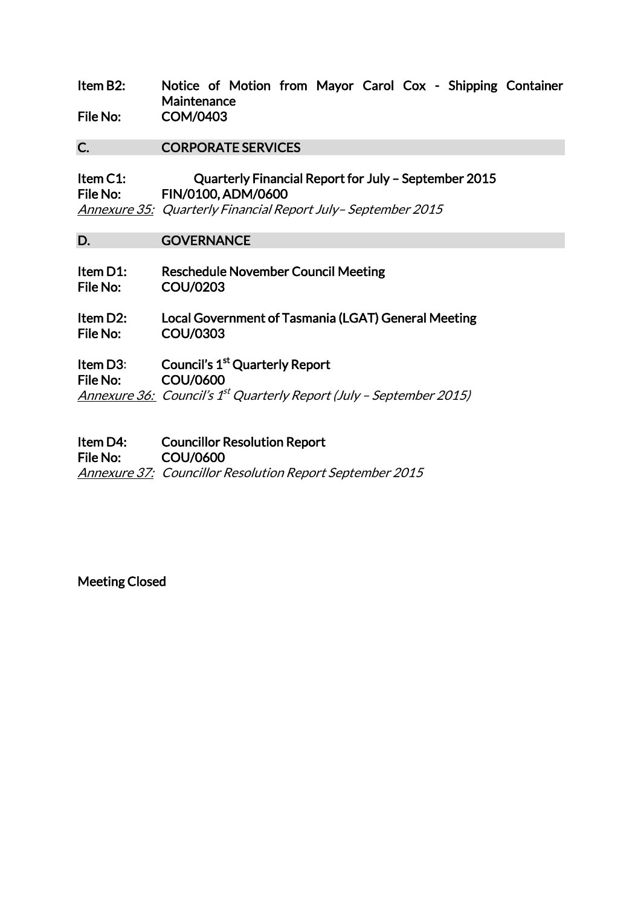**Item B2:** **Notice of Motion from Mayor Carol Cox - Shipping Container Maintenance**
**File No:** **COM/0403**

## C. CORPORATE SERVICES

**Item C1:** **Quarterly Financial Report for July – September 2015**
**File No:** **FIN/0100, ADM/0600**
*Annexure 35: Quarterly Financial Report July– September 2015*

## D. GOVERNANCE

**Item D1:** **Reschedule November Council Meeting**
**File No:** **COU/0203**

**Item D2:** **Local Government of Tasmania (LGAT) General Meeting**
**File No:** **COU/0303**

**Item D3:** **Council's 1st Quarterly Report**
**File No:** **COU/0600**
*Annexure 36: Council's 1st Quarterly Report (July – September 2015)*

**Item D4:** **Councillor Resolution Report**
**File No:** **COU/0600**
*Annexure 37: Councillor Resolution Report September 2015*

Meeting Closed